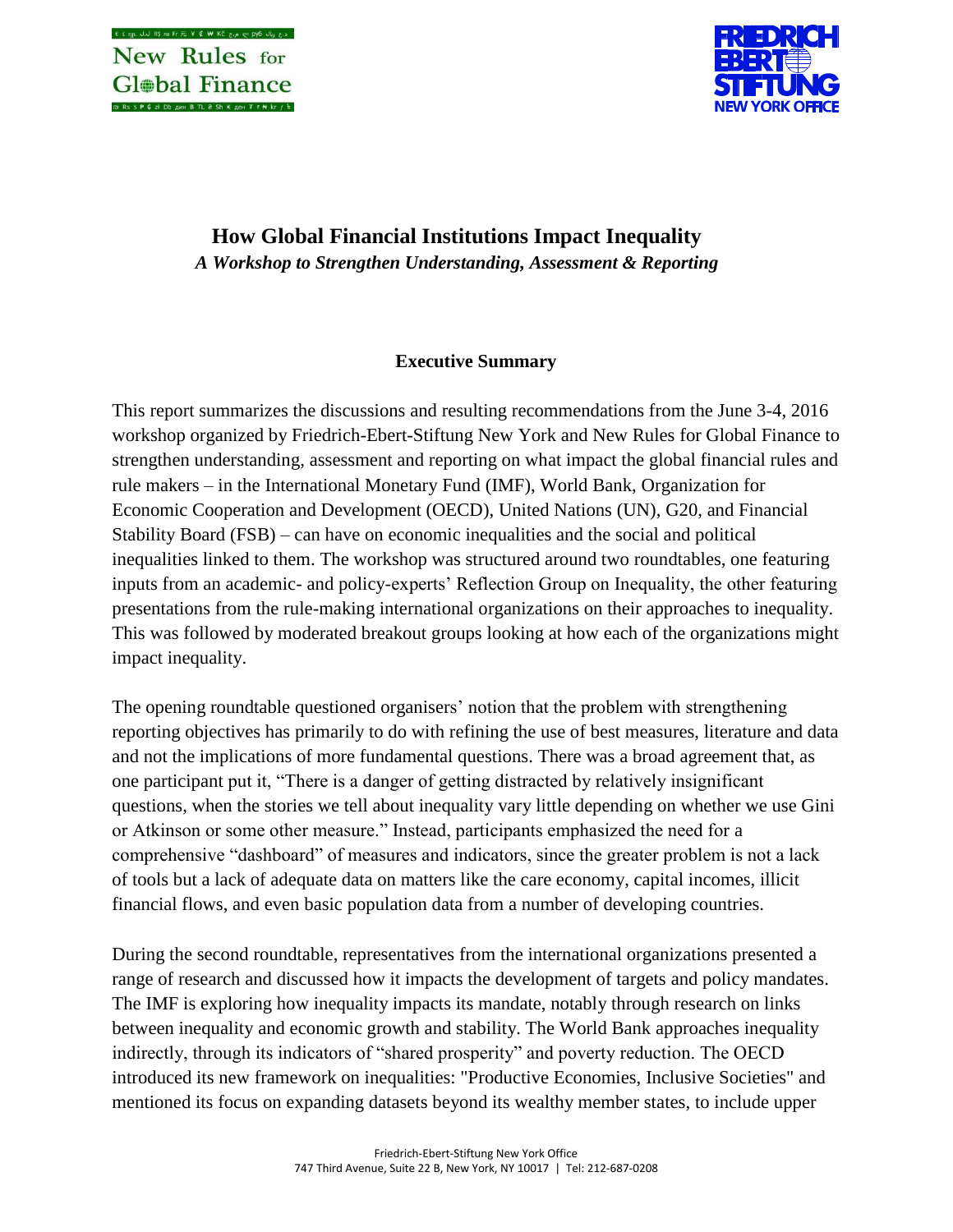New Rules for Global Finance

FRIEDRICH EBERT STIFTUNG NEW YORK OFFICE

# How Global Financial Institutions Impact Inequality

*A Workshop to Strengthen Understanding, Assessment & Reporting*

## Executive Summary

This report summarizes the discussions and resulting recommendations from the June 3-4, 2016 workshop organized by Friedrich-Ebert-Stiftung New York and New Rules for Global Finance to strengthen understanding, assessment and reporting on what impact the global financial rules and rule makers – in the International Monetary Fund (IMF), World Bank, Organization for Economic Cooperation and Development (OECD), United Nations (UN), G20, and Financial Stability Board (FSB) – can have on economic inequalities and the social and political inequalities linked to them. The workshop was structured around two roundtables, one featuring inputs from an academic- and policy-experts' Reflection Group on Inequality, the other featuring presentations from the rule-making international organizations on their approaches to inequality. This was followed by moderated breakout groups looking at how each of the organizations might impact inequality.

The opening roundtable questioned organisers' notion that the problem with strengthening reporting objectives has primarily to do with refining the use of best measures, literature and data and not the implications of more fundamental questions. There was a broad agreement that, as one participant put it, "There is a danger of getting distracted by relatively insignificant questions, when the stories we tell about inequality vary little depending on whether we use Gini or Atkinson or some other measure." Instead, participants emphasized the need for a comprehensive "dashboard" of measures and indicators, since the greater problem is not a lack of tools but a lack of adequate data on matters like the care economy, capital incomes, illicit financial flows, and even basic population data from a number of developing countries.

During the second roundtable, representatives from the international organizations presented a range of research and discussed how it impacts the development of targets and policy mandates. The IMF is exploring how inequality impacts its mandate, notably through research on links between inequality and economic growth and stability. The World Bank approaches inequality indirectly, through its indicators of "shared prosperity" and poverty reduction. The OECD introduced its new framework on inequalities: "Productive Economies, Inclusive Societies" and mentioned its focus on expanding datasets beyond its wealthy member states, to include upper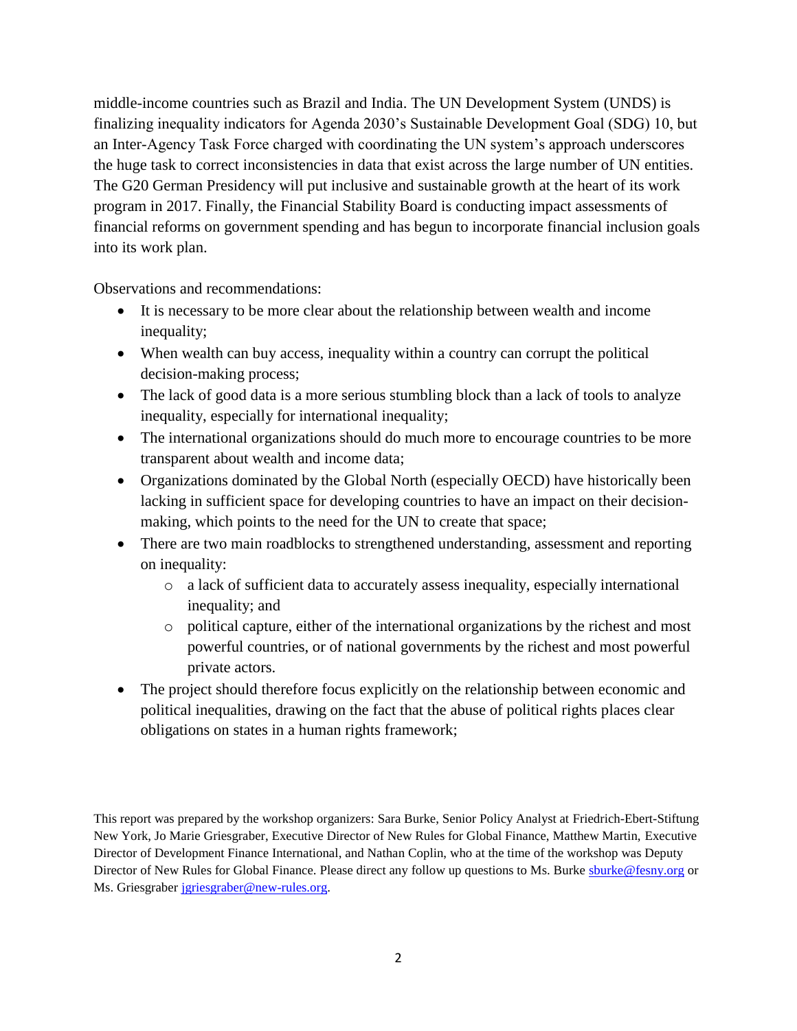middle-income countries such as Brazil and India. The UN Development System (UNDS) is finalizing inequality indicators for Agenda 2030's Sustainable Development Goal (SDG) 10, but an Inter-Agency Task Force charged with coordinating the UN system's approach underscores the huge task to correct inconsistencies in data that exist across the large number of UN entities. The G20 German Presidency will put inclusive and sustainable growth at the heart of its work program in 2017. Finally, the Financial Stability Board is conducting impact assessments of financial reforms on government spending and has begun to incorporate financial inclusion goals into its work plan.

Observations and recommendations:

- It is necessary to be more clear about the relationship between wealth and income inequality;
- When wealth can buy access, inequality within a country can corrupt the political decision-making process;
- The lack of good data is a more serious stumbling block than a lack of tools to analyze inequality, especially for international inequality;
- The international organizations should do much more to encourage countries to be more transparent about wealth and income data;
- Organizations dominated by the Global North (especially OECD) have historically been lacking in sufficient space for developing countries to have an impact on their decision-making, which points to the need for the UN to create that space;
- There are two main roadblocks to strengthened understanding, assessment and reporting on inequality:
    - a lack of sufficient data to accurately assess inequality, especially international inequality; and
    - political capture, either of the international organizations by the richest and most powerful countries, or of national governments by the richest and most powerful private actors.
- The project should therefore focus explicitly on the relationship between economic and political inequalities, drawing on the fact that the abuse of political rights places clear obligations on states in a human rights framework;

This report was prepared by the workshop organizers: Sara Burke, Senior Policy Analyst at Friedrich-Ebert-Stiftung New York, Jo Marie Griesgraber, Executive Director of New Rules for Global Finance, Matthew Martin, Executive Director of Development Finance International, and Nathan Coplin, who at the time of the workshop was Deputy Director of New Rules for Global Finance. Please direct any follow up questions to Ms. Burke sburke@fesny.org or Ms. Griesgraber jgriesgraber@new-rules.org.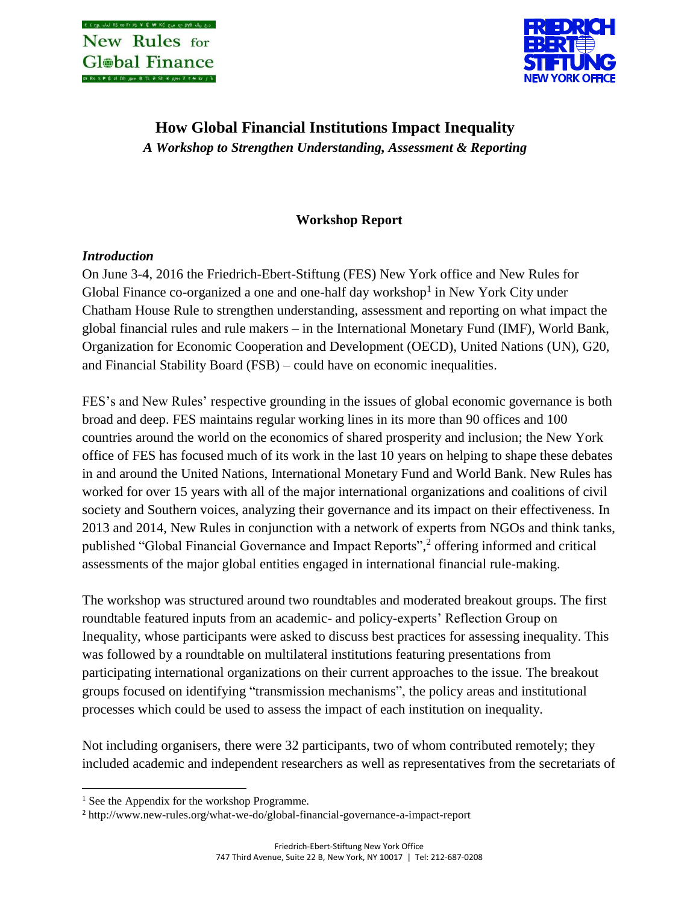# How Global Financial Institutions Impact Inequality

*A Workshop to Strengthen Understanding, Assessment & Reporting*

## Workshop Report

### *Introduction*

On June 3-4, 2016 the Friedrich-Ebert-Stiftung (FES) New York office and New Rules for Global Finance co-organized a one and one-half day workshop[1] in New York City under Chatham House Rule to strengthen understanding, assessment and reporting on what impact the global financial rules and rule makers – in the International Monetary Fund (IMF), World Bank, Organization for Economic Cooperation and Development (OECD), United Nations (UN), G20, and Financial Stability Board (FSB) – could have on economic inequalities.

FES's and New Rules' respective grounding in the issues of global economic governance is both broad and deep. FES maintains regular working lines in its more than 90 offices and 100 countries around the world on the economics of shared prosperity and inclusion; the New York office of FES has focused much of its work in the last 10 years on helping to shape these debates in and around the United Nations, International Monetary Fund and World Bank. New Rules has worked for over 15 years with all of the major international organizations and coalitions of civil society and Southern voices, analyzing their governance and its impact on their effectiveness. In 2013 and 2014, New Rules in conjunction with a network of experts from NGOs and think tanks, published "Global Financial Governance and Impact Reports",[2] offering informed and critical assessments of the major global entities engaged in international financial rule-making.

The workshop was structured around two roundtables and moderated breakout groups. The first roundtable featured inputs from an academic- and policy-experts' Reflection Group on Inequality, whose participants were asked to discuss best practices for assessing inequality. This was followed by a roundtable on multilateral institutions featuring presentations from participating international organizations on their current approaches to the issue. The breakout groups focused on identifying "transmission mechanisms", the policy areas and institutional processes which could be used to assess the impact of each institution on inequality.

Not including organisers, there were 32 participants, two of whom contributed remotely; they included academic and independent researchers as well as representatives from the secretariats of

---

[1] See the Appendix for the workshop Programme.

[2] http://www.new-rules.org/what-we-do/global-financial-governance-a-impact-report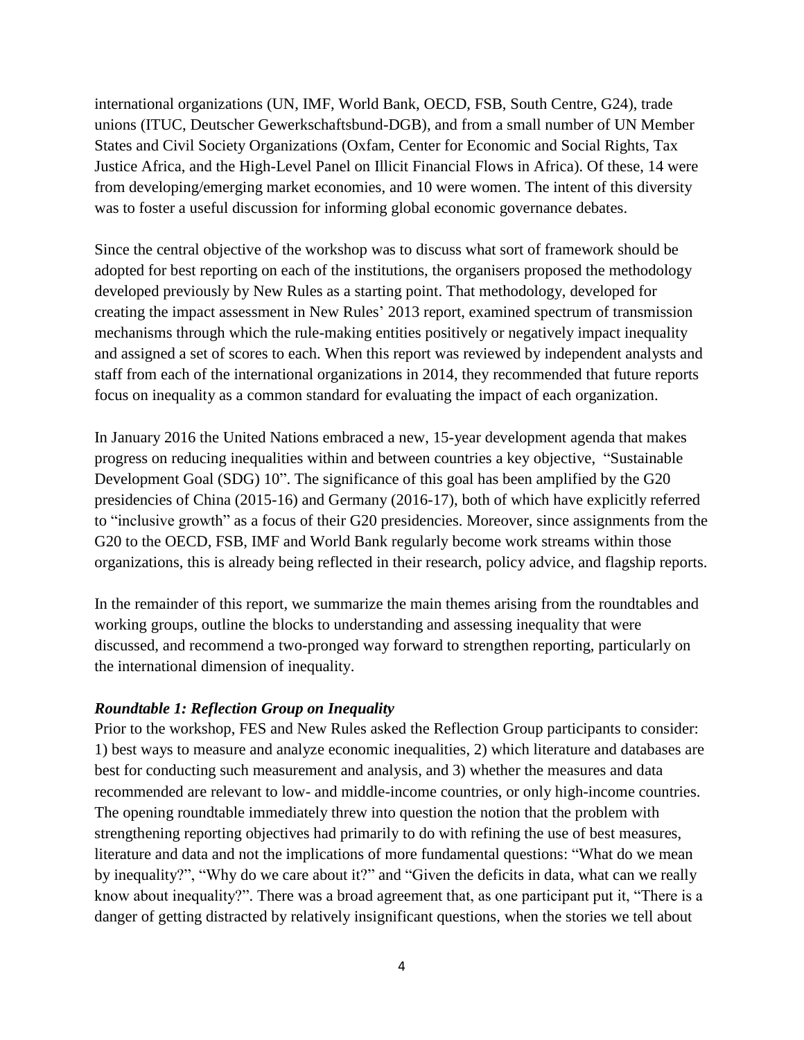international organizations (UN, IMF, World Bank, OECD, FSB, South Centre, G24), trade unions (ITUC, Deutscher Gewerkschaftsbund-DGB), and from a small number of UN Member States and Civil Society Organizations (Oxfam, Center for Economic and Social Rights, Tax Justice Africa, and the High-Level Panel on Illicit Financial Flows in Africa). Of these, 14 were from developing/emerging market economies, and 10 were women. The intent of this diversity was to foster a useful discussion for informing global economic governance debates.

Since the central objective of the workshop was to discuss what sort of framework should be adopted for best reporting on each of the institutions, the organisers proposed the methodology developed previously by New Rules as a starting point. That methodology, developed for creating the impact assessment in New Rules' 2013 report, examined spectrum of transmission mechanisms through which the rule-making entities positively or negatively impact inequality and assigned a set of scores to each. When this report was reviewed by independent analysts and staff from each of the international organizations in 2014, they recommended that future reports focus on inequality as a common standard for evaluating the impact of each organization.

In January 2016 the United Nations embraced a new, 15-year development agenda that makes progress on reducing inequalities within and between countries a key objective, "Sustainable Development Goal (SDG) 10". The significance of this goal has been amplified by the G20 presidencies of China (2015-16) and Germany (2016-17), both of which have explicitly referred to "inclusive growth" as a focus of their G20 presidencies. Moreover, since assignments from the G20 to the OECD, FSB, IMF and World Bank regularly become work streams within those organizations, this is already being reflected in their research, policy advice, and flagship reports.

In the remainder of this report, we summarize the main themes arising from the roundtables and working groups, outline the blocks to understanding and assessing inequality that were discussed, and recommend a two-pronged way forward to strengthen reporting, particularly on the international dimension of inequality.

***Roundtable 1: Reflection Group on Inequality***

Prior to the workshop, FES and New Rules asked the Reflection Group participants to consider: 1) best ways to measure and analyze economic inequalities, 2) which literature and databases are best for conducting such measurement and analysis, and 3) whether the measures and data recommended are relevant to low- and middle-income countries, or only high-income countries. The opening roundtable immediately threw into question the notion that the problem with strengthening reporting objectives had primarily to do with refining the use of best measures, literature and data and not the implications of more fundamental questions: "What do we mean by inequality?", "Why do we care about it?" and "Given the deficits in data, what can we really know about inequality?". There was a broad agreement that, as one participant put it, "There is a danger of getting distracted by relatively insignificant questions, when the stories we tell about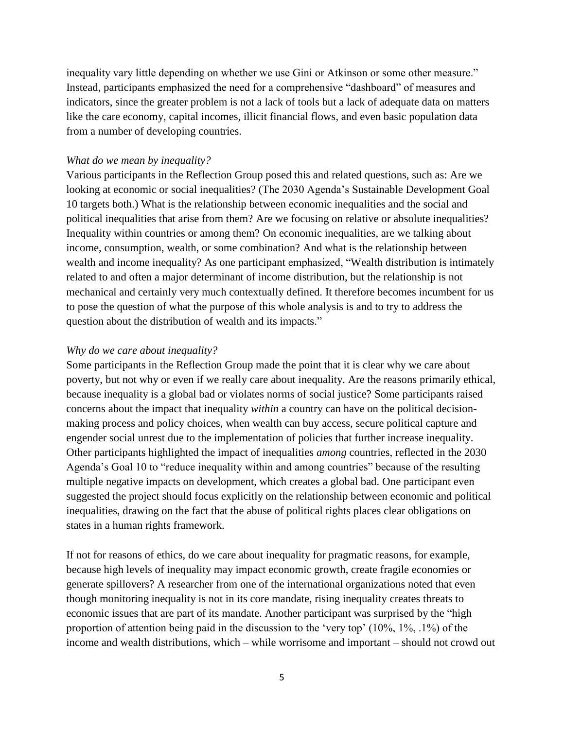inequality vary little depending on whether we use Gini or Atkinson or some other measure." Instead, participants emphasized the need for a comprehensive "dashboard" of measures and indicators, since the greater problem is not a lack of tools but a lack of adequate data on matters like the care economy, capital incomes, illicit financial flows, and even basic population data from a number of developing countries.

*What do we mean by inequality?*

Various participants in the Reflection Group posed this and related questions, such as: Are we looking at economic or social inequalities? (The 2030 Agenda's Sustainable Development Goal 10 targets both.) What is the relationship between economic inequalities and the social and political inequalities that arise from them? Are we focusing on relative or absolute inequalities? Inequality within countries or among them? On economic inequalities, are we talking about income, consumption, wealth, or some combination? And what is the relationship between wealth and income inequality? As one participant emphasized, "Wealth distribution is intimately related to and often a major determinant of income distribution, but the relationship is not mechanical and certainly very much contextually defined. It therefore becomes incumbent for us to pose the question of what the purpose of this whole analysis is and to try to address the question about the distribution of wealth and its impacts."

*Why do we care about inequality?*

Some participants in the Reflection Group made the point that it is clear why we care about poverty, but not why or even if we really care about inequality. Are the reasons primarily ethical, because inequality is a global bad or violates norms of social justice? Some participants raised concerns about the impact that inequality *within* a country can have on the political decision-making process and policy choices, when wealth can buy access, secure political capture and engender social unrest due to the implementation of policies that further increase inequality. Other participants highlighted the impact of inequalities *among* countries, reflected in the 2030 Agenda's Goal 10 to "reduce inequality within and among countries" because of the resulting multiple negative impacts on development, which creates a global bad. One participant even suggested the project should focus explicitly on the relationship between economic and political inequalities, drawing on the fact that the abuse of political rights places clear obligations on states in a human rights framework.

If not for reasons of ethics, do we care about inequality for pragmatic reasons, for example, because high levels of inequality may impact economic growth, create fragile economies or generate spillovers? A researcher from one of the international organizations noted that even though monitoring inequality is not in its core mandate, rising inequality creates threats to economic issues that are part of its mandate. Another participant was surprised by the "high proportion of attention being paid in the discussion to the 'very top' (10%, 1%, .1%) of the income and wealth distributions, which – while worrisome and important – should not crowd out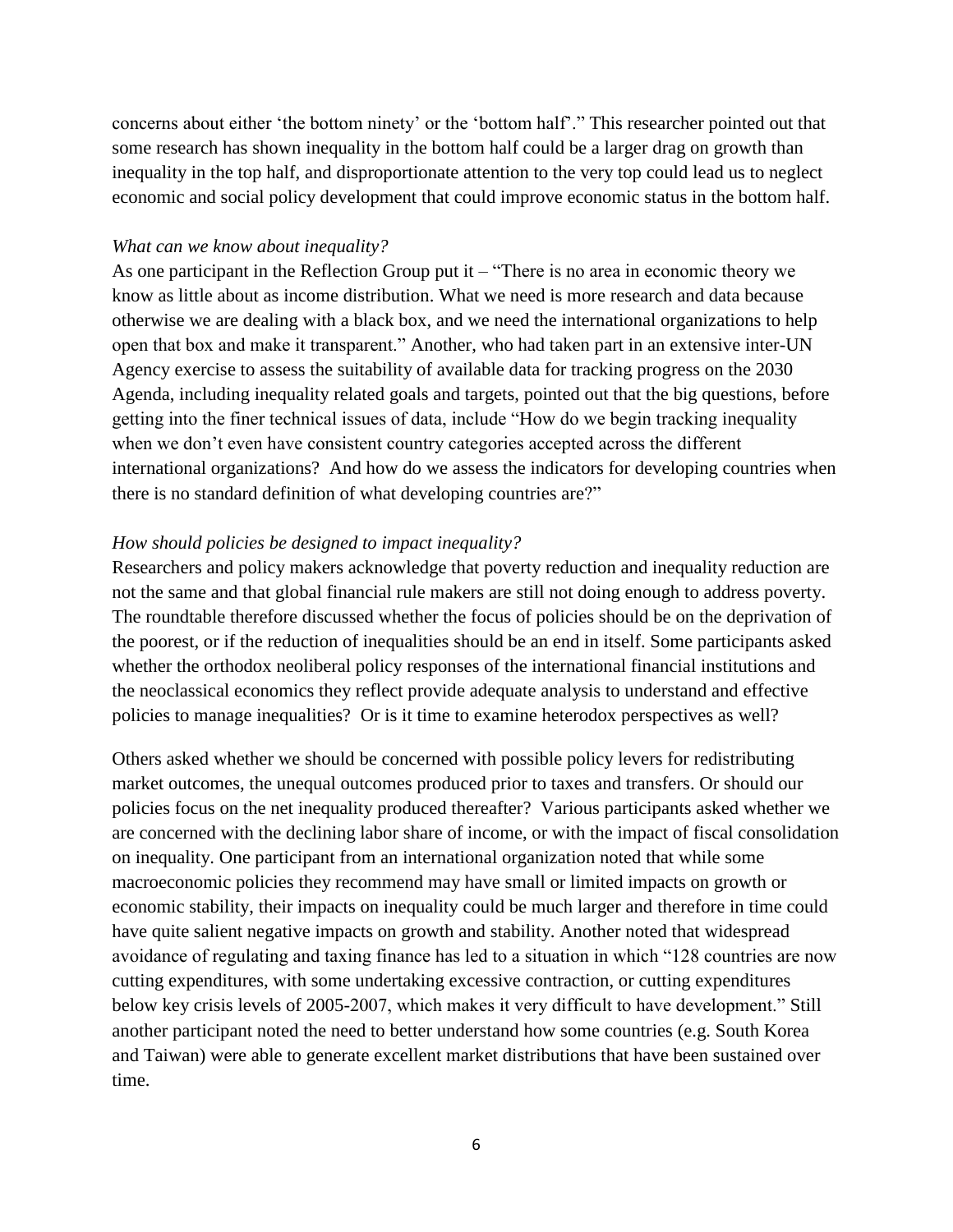concerns about either 'the bottom ninety' or the 'bottom half'." This researcher pointed out that some research has shown inequality in the bottom half could be a larger drag on growth than inequality in the top half, and disproportionate attention to the very top could lead us to neglect economic and social policy development that could improve economic status in the bottom half.

*What can we know about inequality?*

As one participant in the Reflection Group put it – "There is no area in economic theory we know as little about as income distribution. What we need is more research and data because otherwise we are dealing with a black box, and we need the international organizations to help open that box and make it transparent." Another, who had taken part in an extensive inter-UN Agency exercise to assess the suitability of available data for tracking progress on the 2030 Agenda, including inequality related goals and targets, pointed out that the big questions, before getting into the finer technical issues of data, include "How do we begin tracking inequality when we don't even have consistent country categories accepted across the different international organizations? And how do we assess the indicators for developing countries when there is no standard definition of what developing countries are?"

*How should policies be designed to impact inequality?*

Researchers and policy makers acknowledge that poverty reduction and inequality reduction are not the same and that global financial rule makers are still not doing enough to address poverty. The roundtable therefore discussed whether the focus of policies should be on the deprivation of the poorest, or if the reduction of inequalities should be an end in itself. Some participants asked whether the orthodox neoliberal policy responses of the international financial institutions and the neoclassical economics they reflect provide adequate analysis to understand and effective policies to manage inequalities? Or is it time to examine heterodox perspectives as well?

Others asked whether we should be concerned with possible policy levers for redistributing market outcomes, the unequal outcomes produced prior to taxes and transfers. Or should our policies focus on the net inequality produced thereafter? Various participants asked whether we are concerned with the declining labor share of income, or with the impact of fiscal consolidation on inequality. One participant from an international organization noted that while some macroeconomic policies they recommend may have small or limited impacts on growth or economic stability, their impacts on inequality could be much larger and therefore in time could have quite salient negative impacts on growth and stability. Another noted that widespread avoidance of regulating and taxing finance has led to a situation in which "128 countries are now cutting expenditures, with some undertaking excessive contraction, or cutting expenditures below key crisis levels of 2005-2007, which makes it very difficult to have development." Still another participant noted the need to better understand how some countries (e.g. South Korea and Taiwan) were able to generate excellent market distributions that have been sustained over time.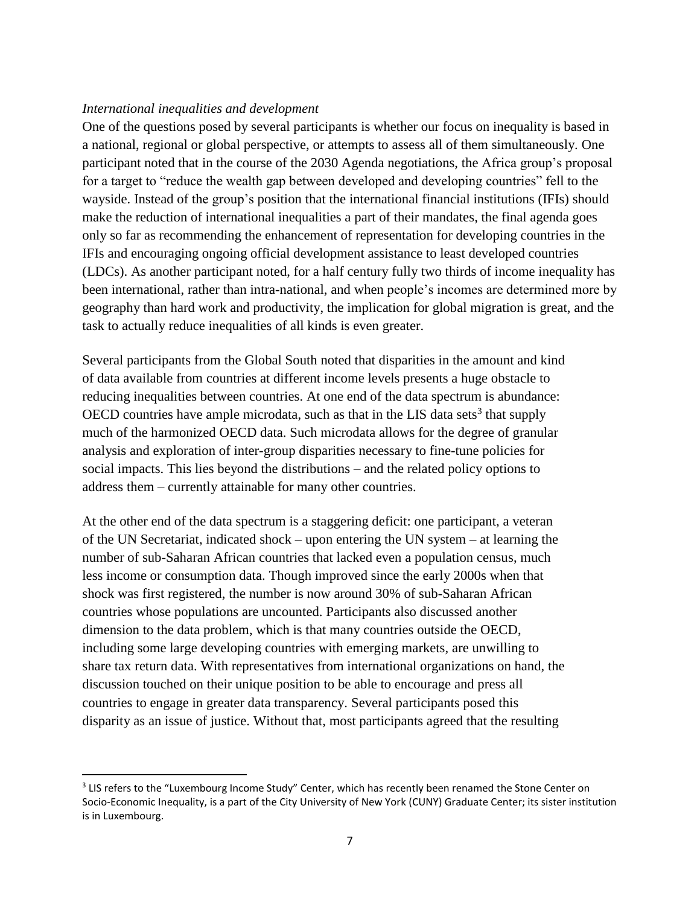*International inequalities and development*

One of the questions posed by several participants is whether our focus on inequality is based in a national, regional or global perspective, or attempts to assess all of them simultaneously. One participant noted that in the course of the 2030 Agenda negotiations, the Africa group's proposal for a target to "reduce the wealth gap between developed and developing countries" fell to the wayside. Instead of the group's position that the international financial institutions (IFIs) should make the reduction of international inequalities a part of their mandates, the final agenda goes only so far as recommending the enhancement of representation for developing countries in the IFIs and encouraging ongoing official development assistance to least developed countries (LDCs). As another participant noted, for a half century fully two thirds of income inequality has been international, rather than intra-national, and when people's incomes are determined more by geography than hard work and productivity, the implication for global migration is great, and the task to actually reduce inequalities of all kinds is even greater.

Several participants from the Global South noted that disparities in the amount and kind of data available from countries at different income levels presents a huge obstacle to reducing inequalities between countries. At one end of the data spectrum is abundance: OECD countries have ample microdata, such as that in the LIS data sets[3] that supply much of the harmonized OECD data. Such microdata allows for the degree of granular analysis and exploration of inter-group disparities necessary to fine-tune policies for social impacts. This lies beyond the distributions – and the related policy options to address them – currently attainable for many other countries.

At the other end of the data spectrum is a staggering deficit: one participant, a veteran of the UN Secretariat, indicated shock – upon entering the UN system – at learning the number of sub-Saharan African countries that lacked even a population census, much less income or consumption data. Though improved since the early 2000s when that shock was first registered, the number is now around 30% of sub-Saharan African countries whose populations are uncounted. Participants also discussed another dimension to the data problem, which is that many countries outside the OECD, including some large developing countries with emerging markets, are unwilling to share tax return data. With representatives from international organizations on hand, the discussion touched on their unique position to be able to encourage and press all countries to engage in greater data transparency. Several participants posed this disparity as an issue of justice. Without that, most participants agreed that the resulting

[3] LIS refers to the "Luxembourg Income Study" Center, which has recently been renamed the Stone Center on Socio-Economic Inequality, is a part of the City University of New York (CUNY) Graduate Center; its sister institution is in Luxembourg.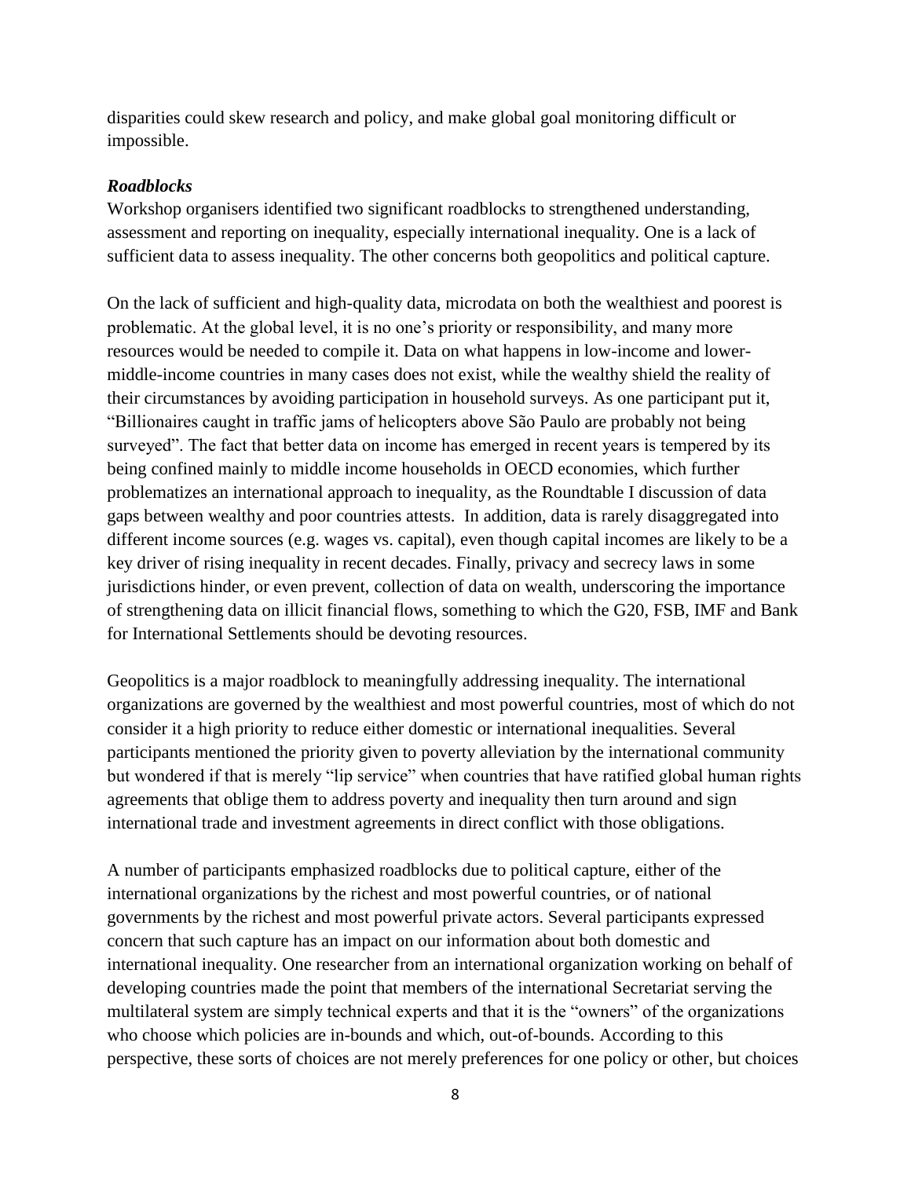disparities could skew research and policy, and make global goal monitoring difficult or impossible.

***Roadblocks***

Workshop organisers identified two significant roadblocks to strengthened understanding, assessment and reporting on inequality, especially international inequality. One is a lack of sufficient data to assess inequality. The other concerns both geopolitics and political capture.

On the lack of sufficient and high-quality data, microdata on both the wealthiest and poorest is problematic. At the global level, it is no one's priority or responsibility, and many more resources would be needed to compile it. Data on what happens in low-income and lower-middle-income countries in many cases does not exist, while the wealthy shield the reality of their circumstances by avoiding participation in household surveys. As one participant put it, "Billionaires caught in traffic jams of helicopters above São Paulo are probably not being surveyed". The fact that better data on income has emerged in recent years is tempered by its being confined mainly to middle income households in OECD economies, which further problematizes an international approach to inequality, as the Roundtable I discussion of data gaps between wealthy and poor countries attests. In addition, data is rarely disaggregated into different income sources (e.g. wages vs. capital), even though capital incomes are likely to be a key driver of rising inequality in recent decades. Finally, privacy and secrecy laws in some jurisdictions hinder, or even prevent, collection of data on wealth, underscoring the importance of strengthening data on illicit financial flows, something to which the G20, FSB, IMF and Bank for International Settlements should be devoting resources.

Geopolitics is a major roadblock to meaningfully addressing inequality. The international organizations are governed by the wealthiest and most powerful countries, most of which do not consider it a high priority to reduce either domestic or international inequalities. Several participants mentioned the priority given to poverty alleviation by the international community but wondered if that is merely "lip service" when countries that have ratified global human rights agreements that oblige them to address poverty and inequality then turn around and sign international trade and investment agreements in direct conflict with those obligations.

A number of participants emphasized roadblocks due to political capture, either of the international organizations by the richest and most powerful countries, or of national governments by the richest and most powerful private actors. Several participants expressed concern that such capture has an impact on our information about both domestic and international inequality. One researcher from an international organization working on behalf of developing countries made the point that members of the international Secretariat serving the multilateral system are simply technical experts and that it is the "owners" of the organizations who choose which policies are in-bounds and which, out-of-bounds. According to this perspective, these sorts of choices are not merely preferences for one policy or other, but choices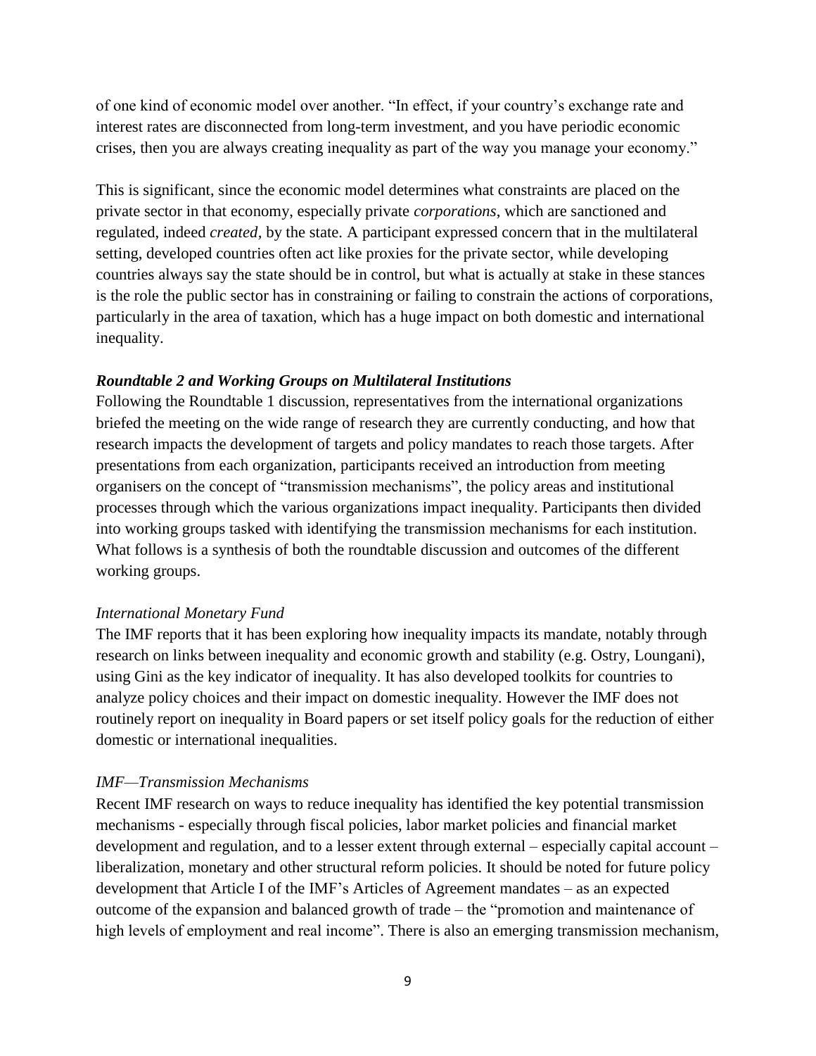of one kind of economic model over another. "In effect, if your country's exchange rate and interest rates are disconnected from long-term investment, and you have periodic economic crises, then you are always creating inequality as part of the way you manage your economy."

This is significant, since the economic model determines what constraints are placed on the private sector in that economy, especially private *corporations*, which are sanctioned and regulated, indeed *created*, by the state. A participant expressed concern that in the multilateral setting, developed countries often act like proxies for the private sector, while developing countries always say the state should be in control, but what is actually at stake in these stances is the role the public sector has in constraining or failing to constrain the actions of corporations, particularly in the area of taxation, which has a huge impact on both domestic and international inequality.

***Roundtable 2 and Working Groups on Multilateral Institutions***

Following the Roundtable 1 discussion, representatives from the international organizations briefed the meeting on the wide range of research they are currently conducting, and how that research impacts the development of targets and policy mandates to reach those targets. After presentations from each organization, participants received an introduction from meeting organisers on the concept of "transmission mechanisms", the policy areas and institutional processes through which the various organizations impact inequality. Participants then divided into working groups tasked with identifying the transmission mechanisms for each institution. What follows is a synthesis of both the roundtable discussion and outcomes of the different working groups.

*International Monetary Fund*

The IMF reports that it has been exploring how inequality impacts its mandate, notably through research on links between inequality and economic growth and stability (e.g. Ostry, Loungani), using Gini as the key indicator of inequality. It has also developed toolkits for countries to analyze policy choices and their impact on domestic inequality. However the IMF does not routinely report on inequality in Board papers or set itself policy goals for the reduction of either domestic or international inequalities.

*IMF—Transmission Mechanisms*

Recent IMF research on ways to reduce inequality has identified the key potential transmission mechanisms - especially through fiscal policies, labor market policies and financial market development and regulation, and to a lesser extent through external – especially capital account – liberalization, monetary and other structural reform policies. It should be noted for future policy development that Article I of the IMF's Articles of Agreement mandates – as an expected outcome of the expansion and balanced growth of trade – the "promotion and maintenance of high levels of employment and real income". There is also an emerging transmission mechanism,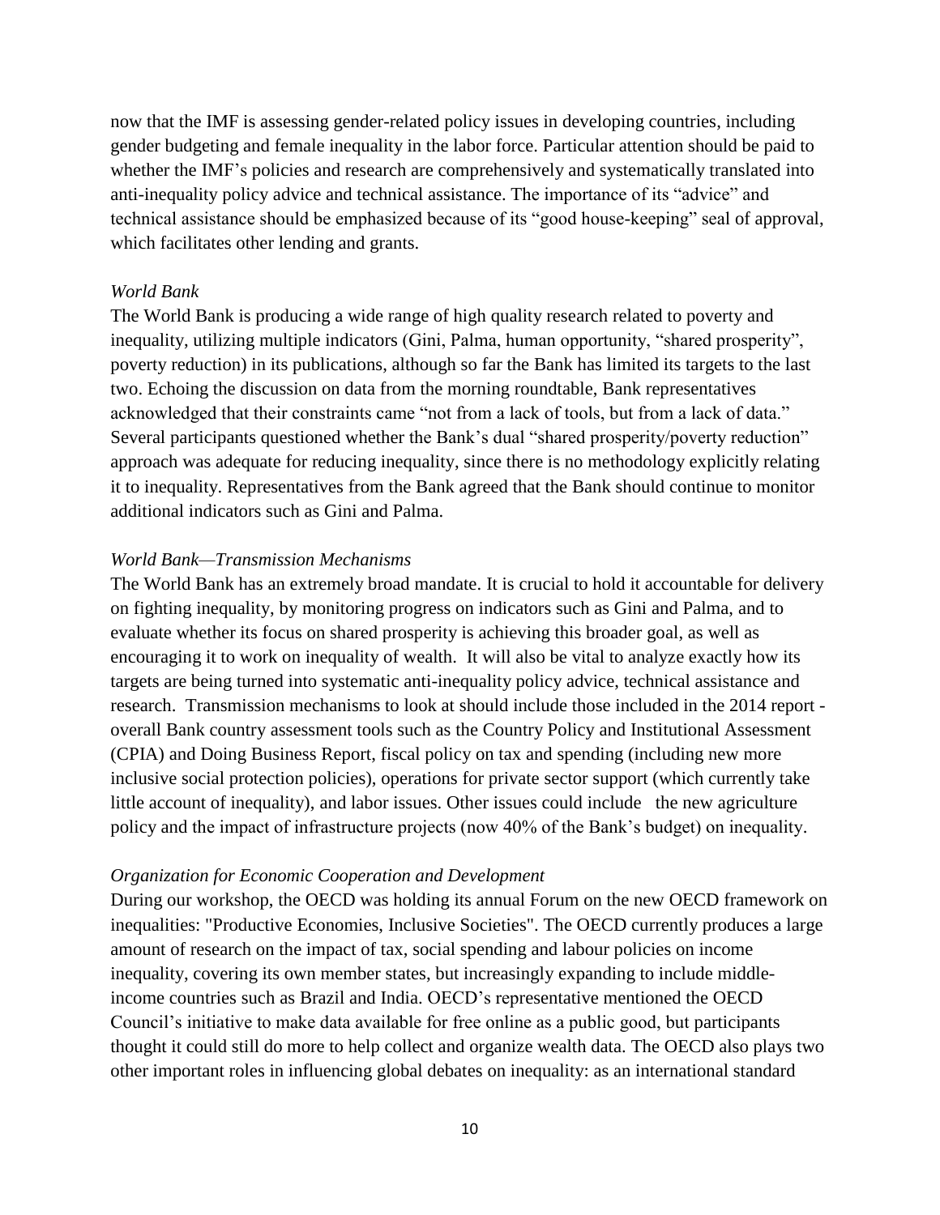now that the IMF is assessing gender-related policy issues in developing countries, including gender budgeting and female inequality in the labor force. Particular attention should be paid to whether the IMF's policies and research are comprehensively and systematically translated into anti-inequality policy advice and technical assistance. The importance of its "advice" and technical assistance should be emphasized because of its "good house-keeping" seal of approval, which facilitates other lending and grants.

*World Bank*

The World Bank is producing a wide range of high quality research related to poverty and inequality, utilizing multiple indicators (Gini, Palma, human opportunity, "shared prosperity", poverty reduction) in its publications, although so far the Bank has limited its targets to the last two. Echoing the discussion on data from the morning roundtable, Bank representatives acknowledged that their constraints came "not from a lack of tools, but from a lack of data." Several participants questioned whether the Bank's dual "shared prosperity/poverty reduction" approach was adequate for reducing inequality, since there is no methodology explicitly relating it to inequality. Representatives from the Bank agreed that the Bank should continue to monitor additional indicators such as Gini and Palma.

*World Bank—Transmission Mechanisms*

The World Bank has an extremely broad mandate. It is crucial to hold it accountable for delivery on fighting inequality, by monitoring progress on indicators such as Gini and Palma, and to evaluate whether its focus on shared prosperity is achieving this broader goal, as well as encouraging it to work on inequality of wealth. It will also be vital to analyze exactly how its targets are being turned into systematic anti-inequality policy advice, technical assistance and research. Transmission mechanisms to look at should include those included in the 2014 report - overall Bank country assessment tools such as the Country Policy and Institutional Assessment (CPIA) and Doing Business Report, fiscal policy on tax and spending (including new more inclusive social protection policies), operations for private sector support (which currently take little account of inequality), and labor issues. Other issues could include the new agriculture policy and the impact of infrastructure projects (now 40% of the Bank's budget) on inequality.

*Organization for Economic Cooperation and Development*

During our workshop, the OECD was holding its annual Forum on the new OECD framework on inequalities: "Productive Economies, Inclusive Societies". The OECD currently produces a large amount of research on the impact of tax, social spending and labour policies on income inequality, covering its own member states, but increasingly expanding to include middle-income countries such as Brazil and India. OECD's representative mentioned the OECD Council's initiative to make data available for free online as a public good, but participants thought it could still do more to help collect and organize wealth data. The OECD also plays two other important roles in influencing global debates on inequality: as an international standard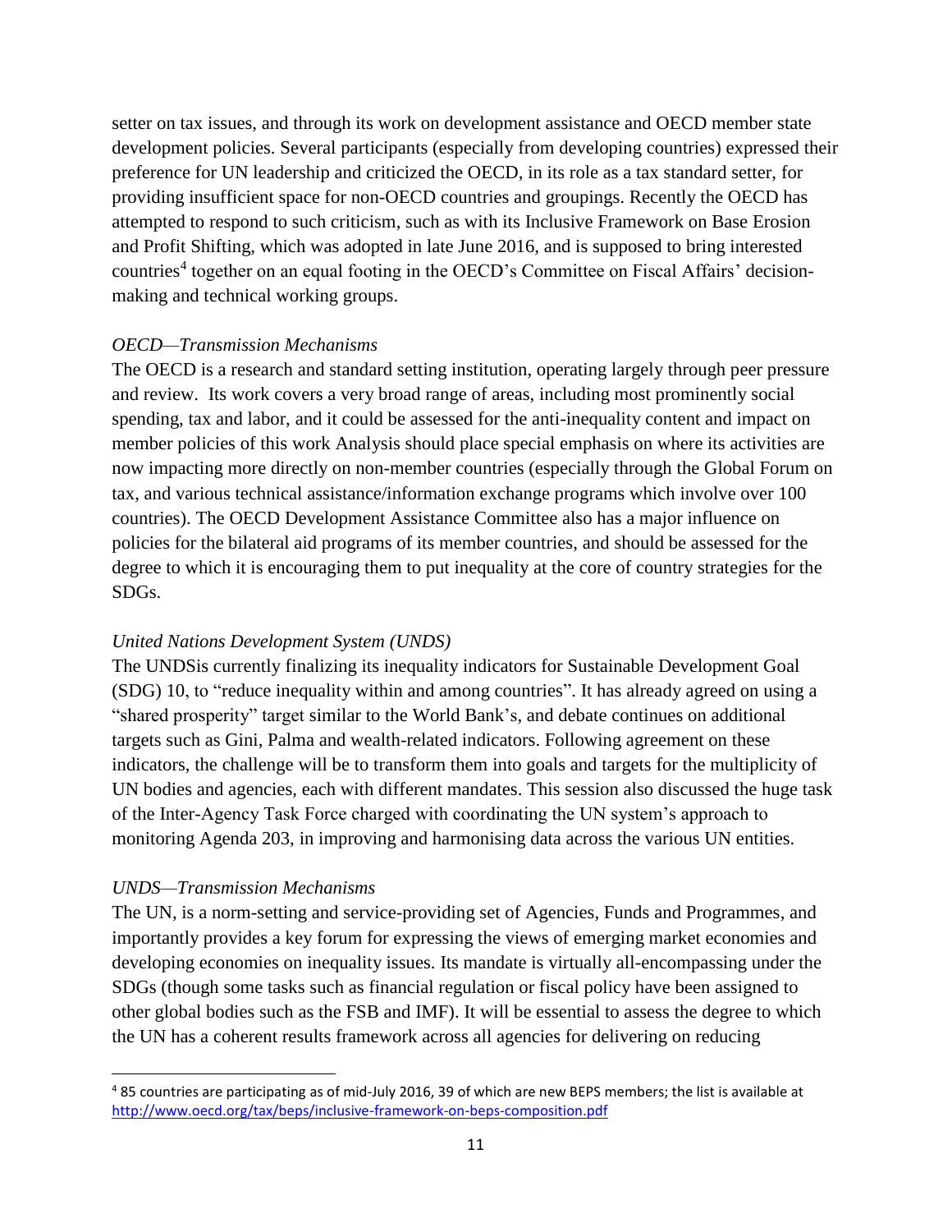setter on tax issues, and through its work on development assistance and OECD member state development policies. Several participants (especially from developing countries) expressed their preference for UN leadership and criticized the OECD, in its role as a tax standard setter, for providing insufficient space for non-OECD countries and groupings. Recently the OECD has attempted to respond to such criticism, such as with its Inclusive Framework on Base Erosion and Profit Shifting, which was adopted in late June 2016, and is supposed to bring interested countries[4] together on an equal footing in the OECD's Committee on Fiscal Affairs' decision-making and technical working groups.

*OECD—Transmission Mechanisms*

The OECD is a research and standard setting institution, operating largely through peer pressure and review. Its work covers a very broad range of areas, including most prominently social spending, tax and labor, and it could be assessed for the anti-inequality content and impact on member policies of this work Analysis should place special emphasis on where its activities are now impacting more directly on non-member countries (especially through the Global Forum on tax, and various technical assistance/information exchange programs which involve over 100 countries). The OECD Development Assistance Committee also has a major influence on policies for the bilateral aid programs of its member countries, and should be assessed for the degree to which it is encouraging them to put inequality at the core of country strategies for the SDGs.

*United Nations Development System (UNDS)*

The UNDSis currently finalizing its inequality indicators for Sustainable Development Goal (SDG) 10, to "reduce inequality within and among countries". It has already agreed on using a "shared prosperity" target similar to the World Bank's, and debate continues on additional targets such as Gini, Palma and wealth-related indicators. Following agreement on these indicators, the challenge will be to transform them into goals and targets for the multiplicity of UN bodies and agencies, each with different mandates. This session also discussed the huge task of the Inter-Agency Task Force charged with coordinating the UN system's approach to monitoring Agenda 203, in improving and harmonising data across the various UN entities.

*UNDS—Transmission Mechanisms*

The UN, is a norm-setting and service-providing set of Agencies, Funds and Programmes, and importantly provides a key forum for expressing the views of emerging market economies and developing economies on inequality issues. Its mandate is virtually all-encompassing under the SDGs (though some tasks such as financial regulation or fiscal policy have been assigned to other global bodies such as the FSB and IMF). It will be essential to assess the degree to which the UN has a coherent results framework across all agencies for delivering on reducing

---

[4] 85 countries are participating as of mid-July 2016, 39 of which are new BEPS members; the list is available at http://www.oecd.org/tax/beps/inclusive-framework-on-beps-composition.pdf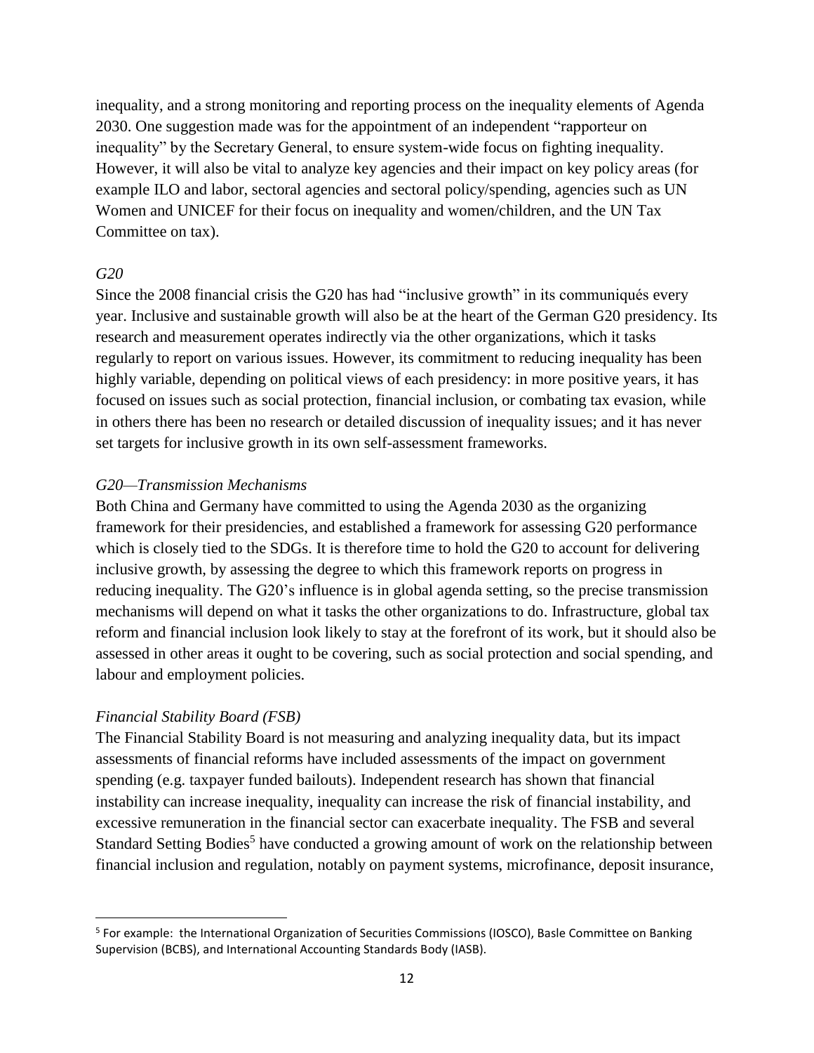inequality, and a strong monitoring and reporting process on the inequality elements of Agenda 2030. One suggestion made was for the appointment of an independent "rapporteur on inequality" by the Secretary General, to ensure system-wide focus on fighting inequality. However, it will also be vital to analyze key agencies and their impact on key policy areas (for example ILO and labor, sectoral agencies and sectoral policy/spending, agencies such as UN Women and UNICEF for their focus on inequality and women/children, and the UN Tax Committee on tax).

*G20*

Since the 2008 financial crisis the G20 has had "inclusive growth" in its communiqués every year. Inclusive and sustainable growth will also be at the heart of the German G20 presidency. Its research and measurement operates indirectly via the other organizations, which it tasks regularly to report on various issues. However, its commitment to reducing inequality has been highly variable, depending on political views of each presidency: in more positive years, it has focused on issues such as social protection, financial inclusion, or combating tax evasion, while in others there has been no research or detailed discussion of inequality issues; and it has never set targets for inclusive growth in its own self-assessment frameworks.

*G20—Transmission Mechanisms*

Both China and Germany have committed to using the Agenda 2030 as the organizing framework for their presidencies, and established a framework for assessing G20 performance which is closely tied to the SDGs. It is therefore time to hold the G20 to account for delivering inclusive growth, by assessing the degree to which this framework reports on progress in reducing inequality. The G20's influence is in global agenda setting, so the precise transmission mechanisms will depend on what it tasks the other organizations to do. Infrastructure, global tax reform and financial inclusion look likely to stay at the forefront of its work, but it should also be assessed in other areas it ought to be covering, such as social protection and social spending, and labour and employment policies.

*Financial Stability Board (FSB)*

The Financial Stability Board is not measuring and analyzing inequality data, but its impact assessments of financial reforms have included assessments of the impact on government spending (e.g. taxpayer funded bailouts). Independent research has shown that financial instability can increase inequality, inequality can increase the risk of financial instability, and excessive remuneration in the financial sector can exacerbate inequality. The FSB and several Standard Setting Bodies[5] have conducted a growing amount of work on the relationship between financial inclusion and regulation, notably on payment systems, microfinance, deposit insurance,

---

[5] For example: the International Organization of Securities Commissions (IOSCO), Basle Committee on Banking Supervision (BCBS), and International Accounting Standards Body (IASB).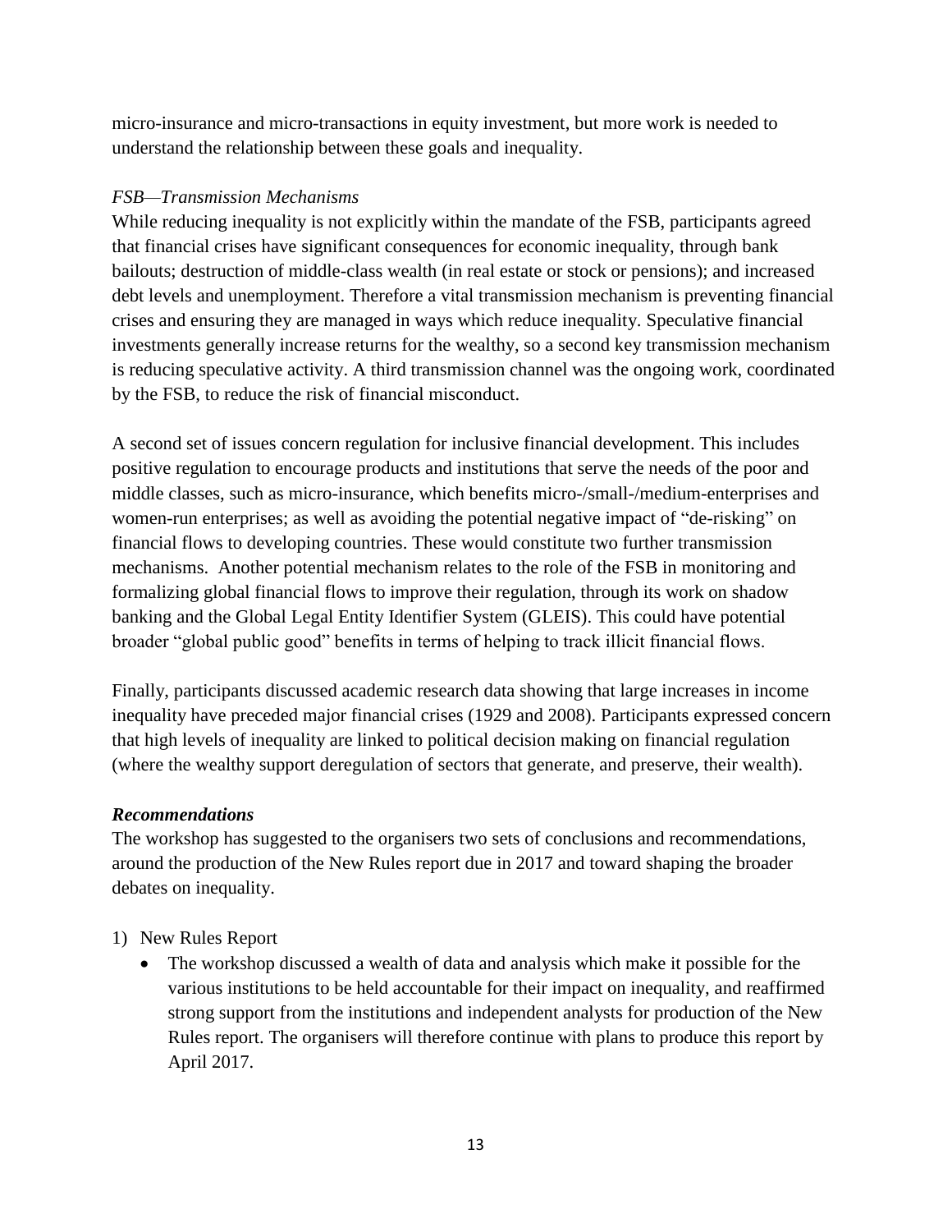micro-insurance and micro-transactions in equity investment, but more work is needed to understand the relationship between these goals and inequality.

*FSB—Transmission Mechanisms*

While reducing inequality is not explicitly within the mandate of the FSB, participants agreed that financial crises have significant consequences for economic inequality, through bank bailouts; destruction of middle-class wealth (in real estate or stock or pensions); and increased debt levels and unemployment. Therefore a vital transmission mechanism is preventing financial crises and ensuring they are managed in ways which reduce inequality. Speculative financial investments generally increase returns for the wealthy, so a second key transmission mechanism is reducing speculative activity. A third transmission channel was the ongoing work, coordinated by the FSB, to reduce the risk of financial misconduct.

A second set of issues concern regulation for inclusive financial development. This includes positive regulation to encourage products and institutions that serve the needs of the poor and middle classes, such as micro-insurance, which benefits micro-/small-/medium-enterprises and women-run enterprises; as well as avoiding the potential negative impact of "de-risking" on financial flows to developing countries. These would constitute two further transmission mechanisms. Another potential mechanism relates to the role of the FSB in monitoring and formalizing global financial flows to improve their regulation, through its work on shadow banking and the Global Legal Entity Identifier System (GLEIS). This could have potential broader "global public good" benefits in terms of helping to track illicit financial flows.

Finally, participants discussed academic research data showing that large increases in income inequality have preceded major financial crises (1929 and 2008). Participants expressed concern that high levels of inequality are linked to political decision making on financial regulation (where the wealthy support deregulation of sectors that generate, and preserve, their wealth).

***Recommendations***

The workshop has suggested to the organisers two sets of conclusions and recommendations, around the production of the New Rules report due in 2017 and toward shaping the broader debates on inequality.

1) New Rules Report
   - The workshop discussed a wealth of data and analysis which make it possible for the various institutions to be held accountable for their impact on inequality, and reaffirmed strong support from the institutions and independent analysts for production of the New Rules report. The organisers will therefore continue with plans to produce this report by April 2017.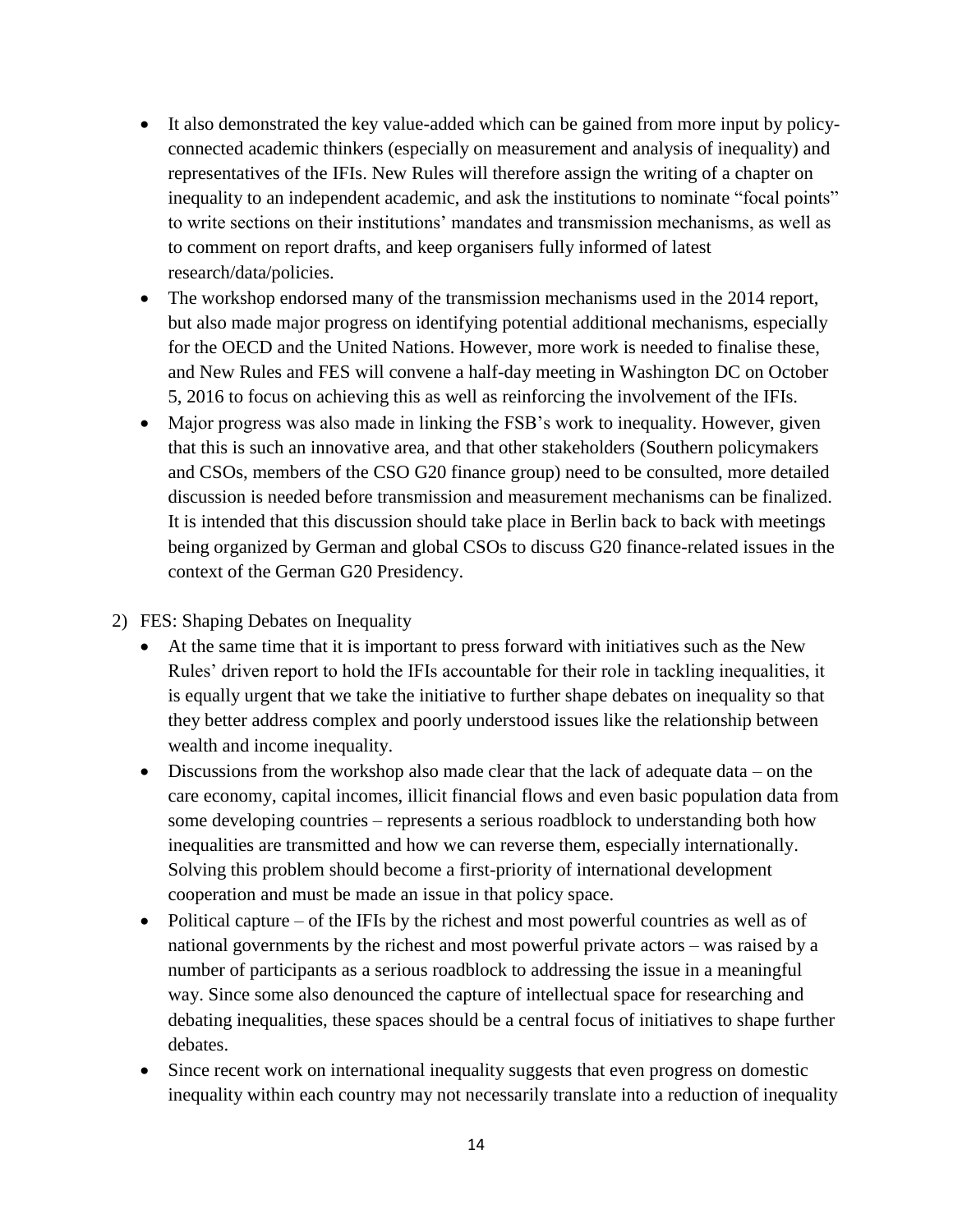- It also demonstrated the key value-added which can be gained from more input by policy-connected academic thinkers (especially on measurement and analysis of inequality) and representatives of the IFIs. New Rules will therefore assign the writing of a chapter on inequality to an independent academic, and ask the institutions to nominate "focal points" to write sections on their institutions' mandates and transmission mechanisms, as well as to comment on report drafts, and keep organisers fully informed of latest research/data/policies.
- The workshop endorsed many of the transmission mechanisms used in the 2014 report, but also made major progress on identifying potential additional mechanisms, especially for the OECD and the United Nations. However, more work is needed to finalise these, and New Rules and FES will convene a half-day meeting in Washington DC on October 5, 2016 to focus on achieving this as well as reinforcing the involvement of the IFIs.
- Major progress was also made in linking the FSB's work to inequality. However, given that this is such an innovative area, and that other stakeholders (Southern policymakers and CSOs, members of the CSO G20 finance group) need to be consulted, more detailed discussion is needed before transmission and measurement mechanisms can be finalized. It is intended that this discussion should take place in Berlin back to back with meetings being organized by German and global CSOs to discuss G20 finance-related issues in the context of the German G20 Presidency.

2) FES: Shaping Debates on Inequality

- At the same time that it is important to press forward with initiatives such as the New Rules' driven report to hold the IFIs accountable for their role in tackling inequalities, it is equally urgent that we take the initiative to further shape debates on inequality so that they better address complex and poorly understood issues like the relationship between wealth and income inequality.
- Discussions from the workshop also made clear that the lack of adequate data – on the care economy, capital incomes, illicit financial flows and even basic population data from some developing countries – represents a serious roadblock to understanding both how inequalities are transmitted and how we can reverse them, especially internationally. Solving this problem should become a first-priority of international development cooperation and must be made an issue in that policy space.
- Political capture – of the IFIs by the richest and most powerful countries as well as of national governments by the richest and most powerful private actors – was raised by a number of participants as a serious roadblock to addressing the issue in a meaningful way. Since some also denounced the capture of intellectual space for researching and debating inequalities, these spaces should be a central focus of initiatives to shape further debates.
- Since recent work on international inequality suggests that even progress on domestic inequality within each country may not necessarily translate into a reduction of inequality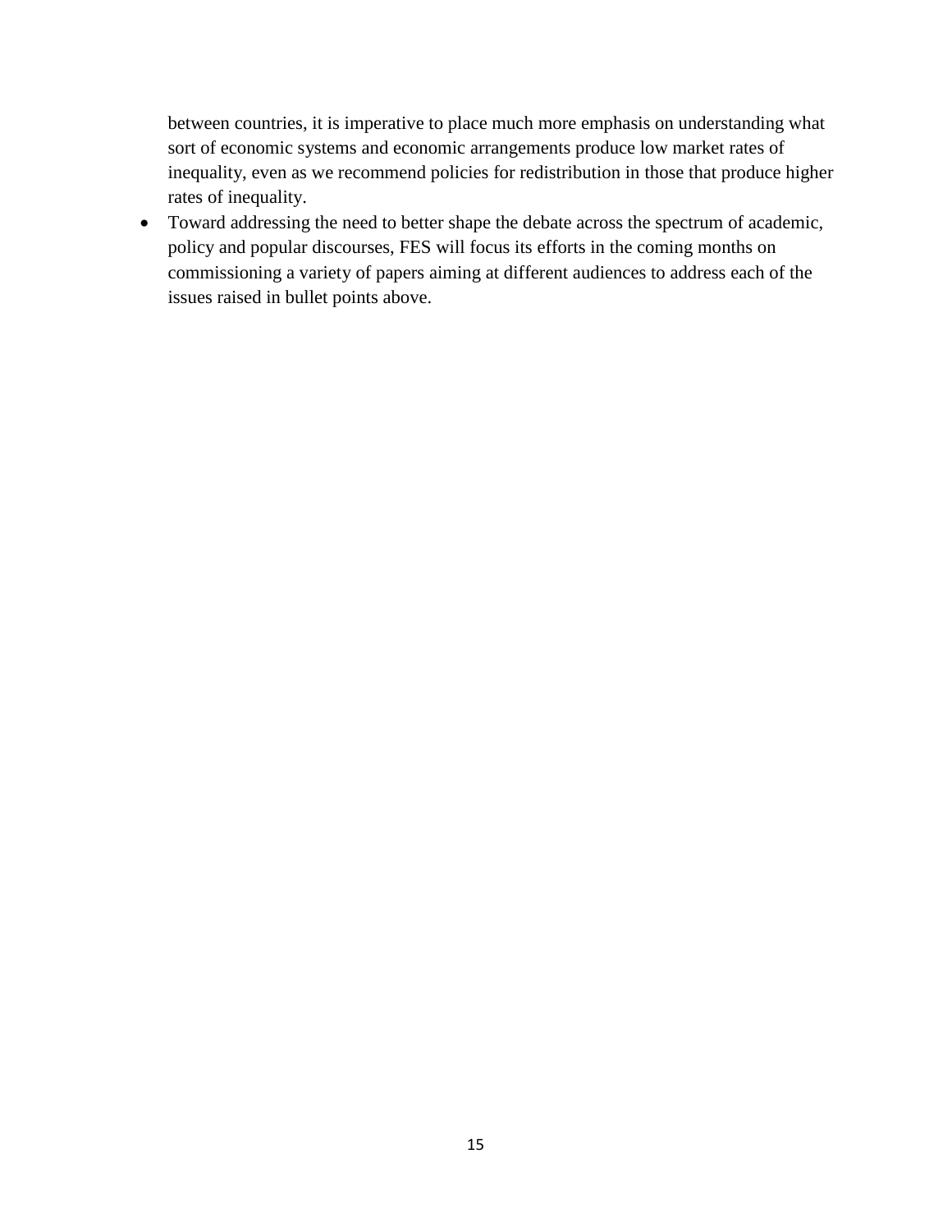between countries, it is imperative to place much more emphasis on understanding what sort of economic systems and economic arrangements produce low market rates of inequality, even as we recommend policies for redistribution in those that produce higher rates of inequality.

- Toward addressing the need to better shape the debate across the spectrum of academic, policy and popular discourses, FES will focus its efforts in the coming months on commissioning a variety of papers aiming at different audiences to address each of the issues raised in bullet points above.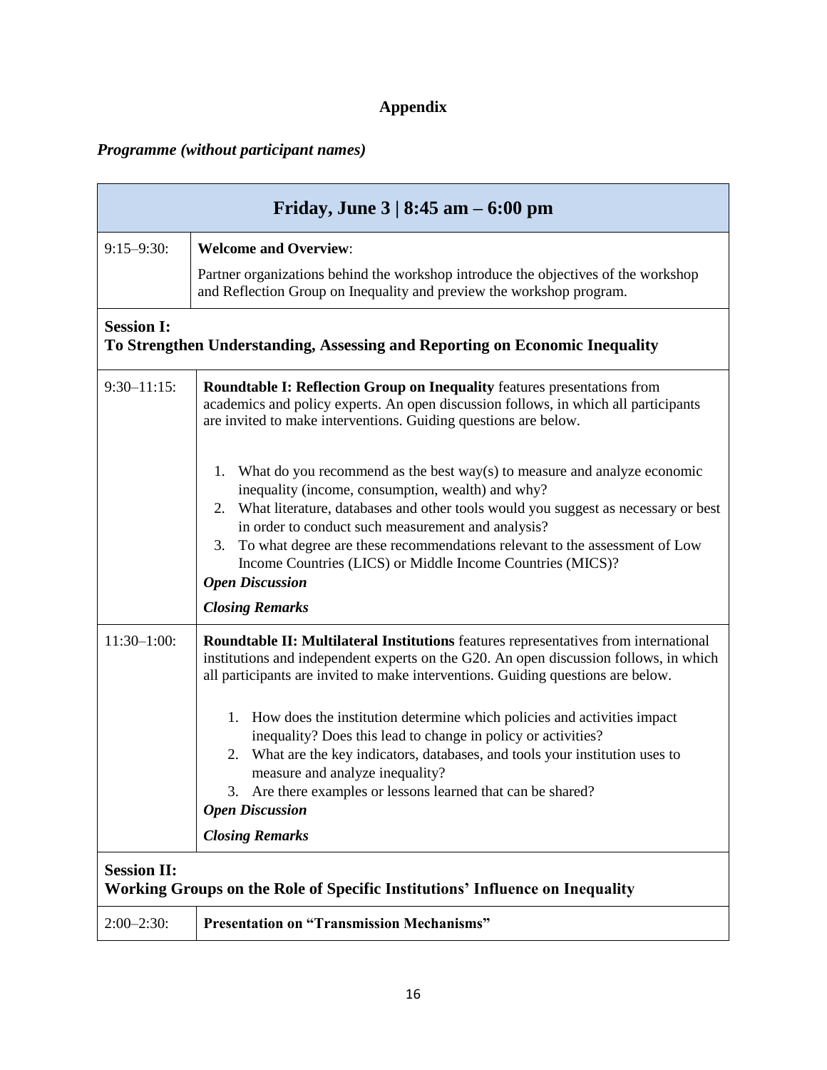# Appendix

***Programme (without participant names)***

| Friday, June 3 \| 8:45 am – 6:00 pm | |
|---|---|
| 9:15–9:30: | **Welcome and Overview**:<br>Partner organizations behind the workshop introduce the objectives of the workshop and Reflection Group on Inequality and preview the workshop program. |
| **Session I: To Strengthen Understanding, Assessing and Reporting on Economic Inequality** | |
| 9:30–11:15: | **Roundtable I: Reflection Group on Inequality** features presentations from academics and policy experts. An open discussion follows, in which all participants are invited to make interventions. Guiding questions are below.<br><br>1. What do you recommend as the best way(s) to measure and analyze economic inequality (income, consumption, wealth) and why?<br>2. What literature, databases and other tools would you suggest as necessary or best in order to conduct such measurement and analysis?<br>3. To what degree are these recommendations relevant to the assessment of Low Income Countries (LICS) or Middle Income Countries (MICS)?<br>***Open Discussion***<br>***Closing Remarks*** |
| 11:30–1:00: | **Roundtable II: Multilateral Institutions** features representatives from international institutions and independent experts on the G20. An open discussion follows, in which all participants are invited to make interventions. Guiding questions are below.<br><br>1. How does the institution determine which policies and activities impact inequality? Does this lead to change in policy or activities?<br>2. What are the key indicators, databases, and tools your institution uses to measure and analyze inequality?<br>3. Are there examples or lessons learned that can be shared?<br>***Open Discussion***<br>***Closing Remarks*** |
| **Session II: Working Groups on the Role of Specific Institutions' Influence on Inequality** | |
| 2:00–2:30: | **Presentation on "Transmission Mechanisms"** |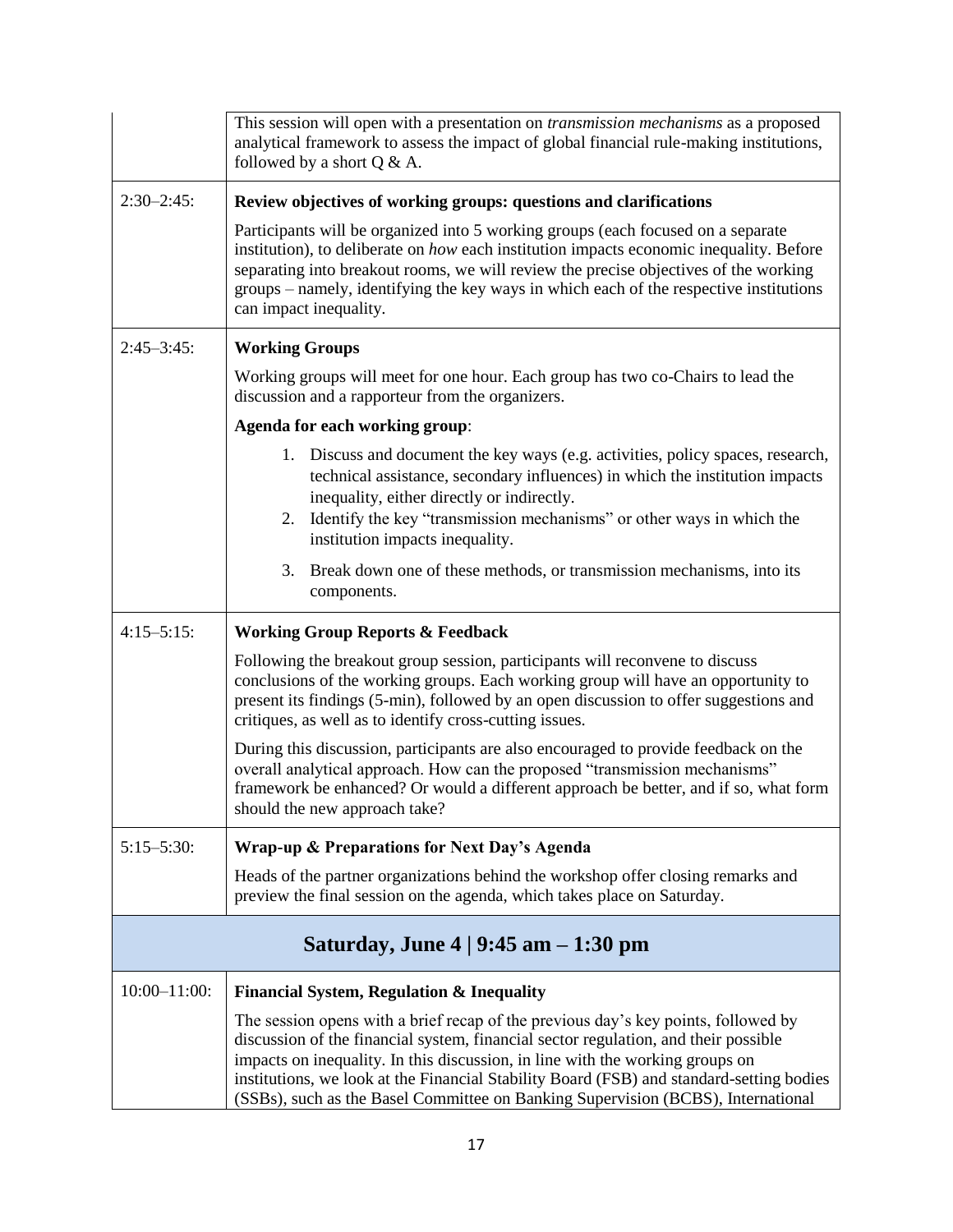| | |
|---|---|
| | This session will open with a presentation on *transmission mechanisms* as a proposed analytical framework to assess the impact of global financial rule-making institutions, followed by a short Q & A. |
| 2:30–2:45: | **Review objectives of working groups: questions and clarifications**<br><br>Participants will be organized into 5 working groups (each focused on a separate institution), to deliberate on *how* each institution impacts economic inequality. Before separating into breakout rooms, we will review the precise objectives of the working groups – namely, identifying the key ways in which each of the respective institutions can impact inequality. |
| 2:45–3:45: | **Working Groups**<br><br>Working groups will meet for one hour. Each group has two co-Chairs to lead the discussion and a rapporteur from the organizers.<br><br>**Agenda for each working group**:<br><br>1. Discuss and document the key ways (e.g. activities, policy spaces, research, technical assistance, secondary influences) in which the institution impacts inequality, either directly or indirectly.<br>2. Identify the key "transmission mechanisms" or other ways in which the institution impacts inequality.<br>3. Break down one of these methods, or transmission mechanisms, into its components. |
| 4:15–5:15: | **Working Group Reports & Feedback**<br><br>Following the breakout group session, participants will reconvene to discuss conclusions of the working groups. Each working group will have an opportunity to present its findings (5-min), followed by an open discussion to offer suggestions and critiques, as well as to identify cross-cutting issues.<br><br>During this discussion, participants are also encouraged to provide feedback on the overall analytical approach. How can the proposed "transmission mechanisms" framework be enhanced? Or would a different approach be better, and if so, what form should the new approach take? |
| 5:15–5:30: | **Wrap-up & Preparations for Next Day's Agenda**<br><br>Heads of the partner organizations behind the workshop offer closing remarks and preview the final session on the agenda, which takes place on Saturday. |
| **Saturday, June 4 \| 9:45 am – 1:30 pm** | |
| 10:00–11:00: | **Financial System, Regulation & Inequality**<br><br>The session opens with a brief recap of the previous day's key points, followed by discussion of the financial system, financial sector regulation, and their possible impacts on inequality. In this discussion, in line with the working groups on institutions, we look at the Financial Stability Board (FSB) and standard-setting bodies (SSBs), such as the Basel Committee on Banking Supervision (BCBS), International |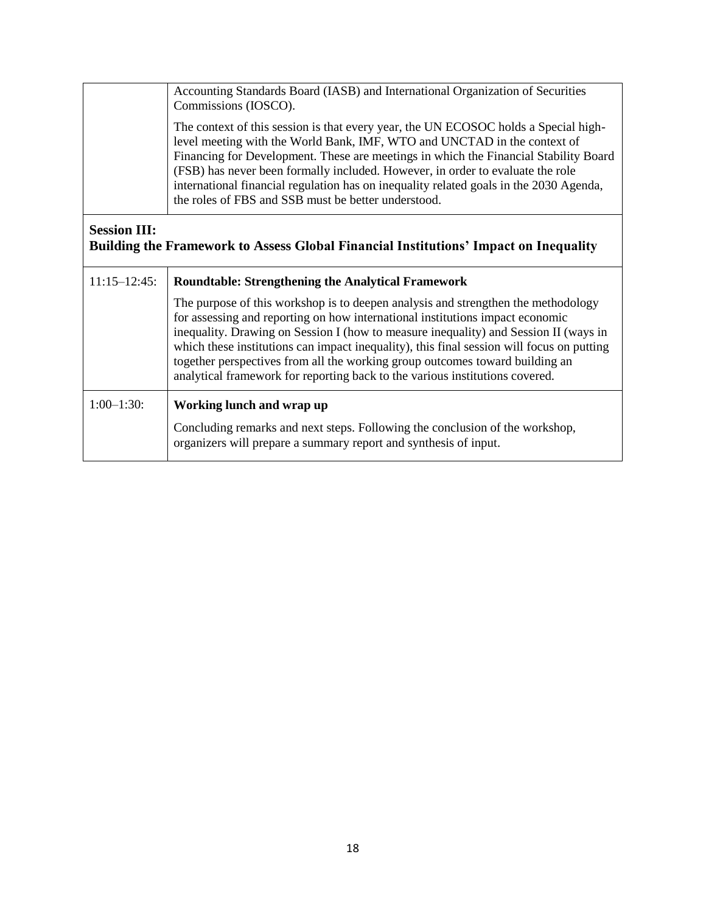| | |
|---|---|
| | Accounting Standards Board (IASB) and International Organization of Securities Commissions (IOSCO).<br><br>The context of this session is that every year, the UN ECOSOC holds a Special high-level meeting with the World Bank, IMF, WTO and UNCTAD in the context of Financing for Development. These are meetings in which the Financial Stability Board (FSB) has never been formally included. However, in order to evaluate the role international financial regulation has on inequality related goals in the 2030 Agenda, the roles of FBS and SSB must be better understood. |

**Session III:**
**Building the Framework to Assess Global Financial Institutions' Impact on Inequality**

| | |
|---|---|
| 11:15–12:45: | **Roundtable: Strengthening the Analytical Framework**<br><br>The purpose of this workshop is to deepen analysis and strengthen the methodology for assessing and reporting on how international institutions impact economic inequality. Drawing on Session I (how to measure inequality) and Session II (ways in which these institutions can impact inequality), this final session will focus on putting together perspectives from all the working group outcomes toward building an analytical framework for reporting back to the various institutions covered. |
| 1:00–1:30: | **Working lunch and wrap up**<br><br>Concluding remarks and next steps. Following the conclusion of the workshop, organizers will prepare a summary report and synthesis of input. |